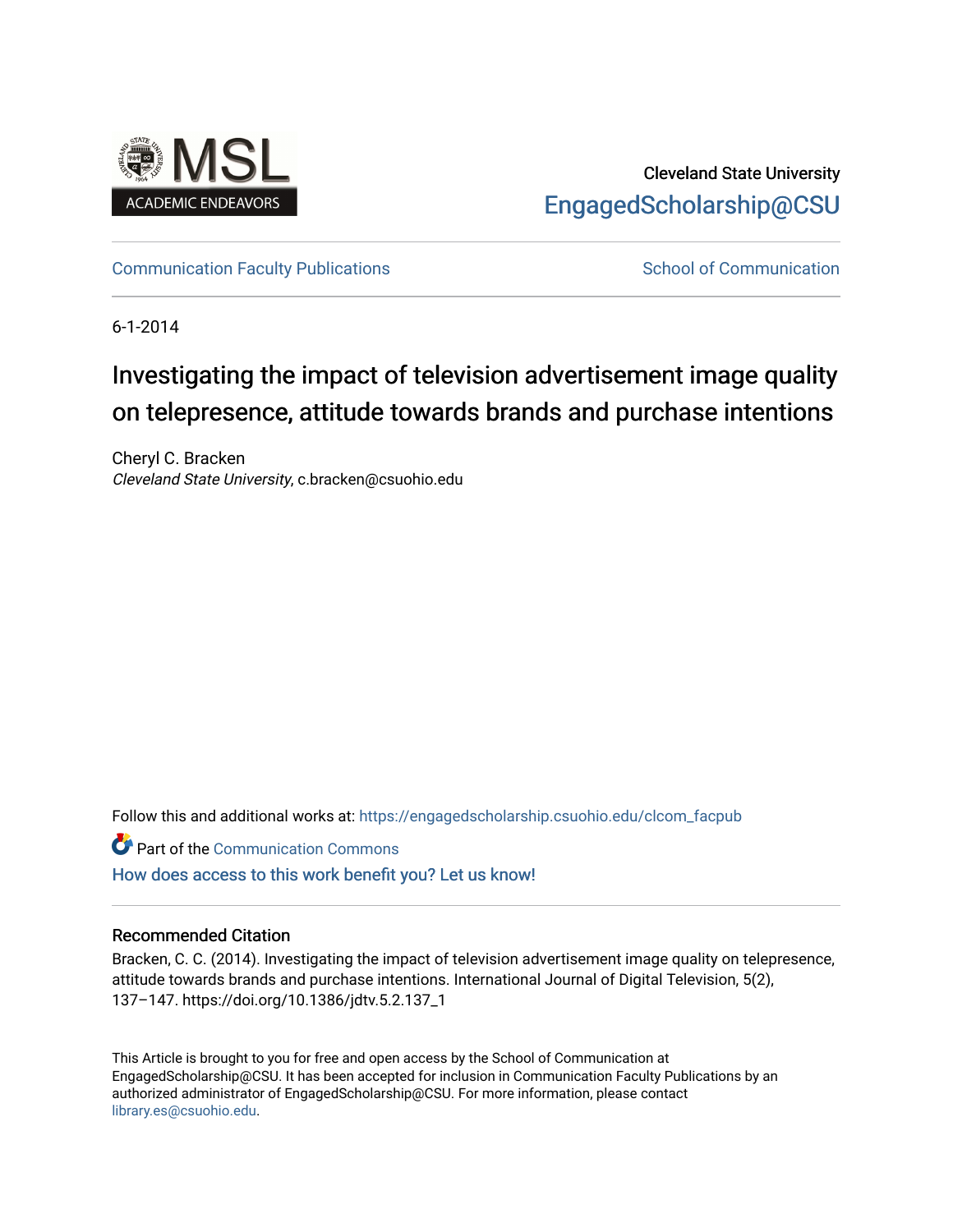Cleveland State University

EngagedScholarship@CSU

Communication Faculty Publications

School of Communication

6-1-2014

# Investigating the impact of television advertisement image quality on telepresence, attitude towards brands and purchase intentions

Cheryl C. Bracken
*Cleveland State University*, c.bracken@csuohio.edu

Follow this and additional works at: https://engagedscholarship.csuohio.edu/clcom_facpub

Part of the Communication Commons

How does access to this work benefit you? Let us know!

### Recommended Citation

Bracken, C. C. (2014). Investigating the impact of television advertisement image quality on telepresence, attitude towards brands and purchase intentions. International Journal of Digital Television, 5(2), 137–147. https://doi.org/10.1386/jdtv.5.2.137_1

This Article is brought to you for free and open access by the School of Communication at EngagedScholarship@CSU. It has been accepted for inclusion in Communication Faculty Publications by an authorized administrator of EngagedScholarship@CSU. For more information, please contact library.es@csuohio.edu.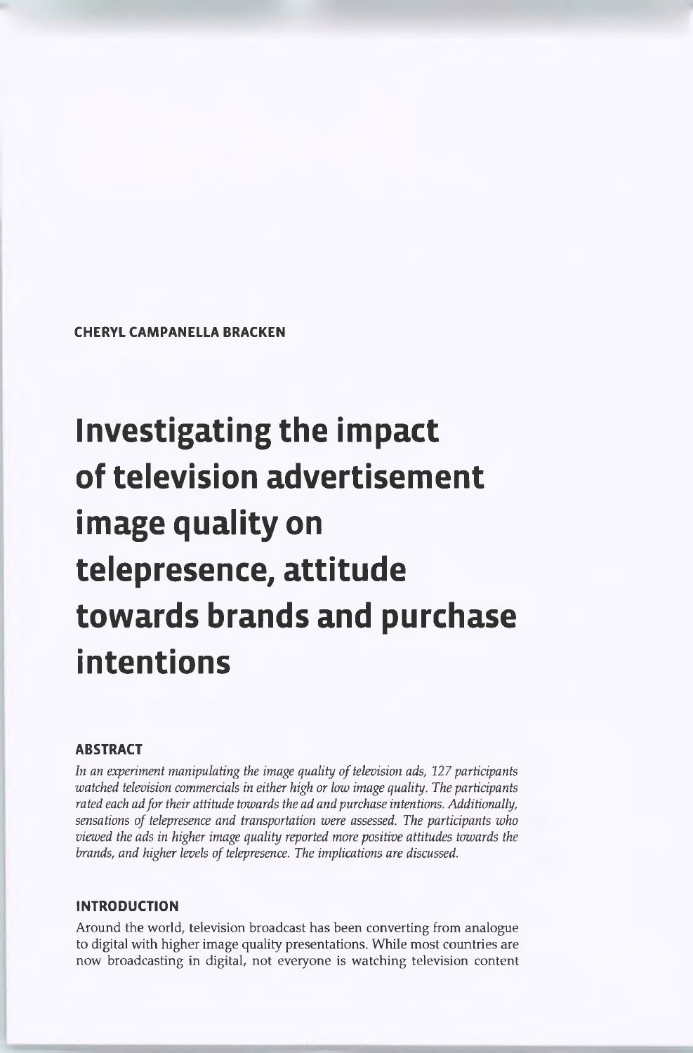**CHERYL CAMPANELLA BRACKEN**

# Investigating the impact of television advertisement image quality on telepresence, attitude towards brands and purchase intentions

## ABSTRACT

*In an experiment manipulating the image quality of television ads, 127 participants watched television commercials in either high or low image quality. The participants rated each ad for their attitude towards the ad and purchase intentions. Additionally, sensations of telepresence and transportation were assessed. The participants who viewed the ads in higher image quality reported more positive attitudes towards the brands, and higher levels of telepresence. The implications are discussed.*

## INTRODUCTION

Around the world, television broadcast has been converting from analogue to digital with higher image quality presentations. While most countries are now broadcasting in digital, not everyone is watching television content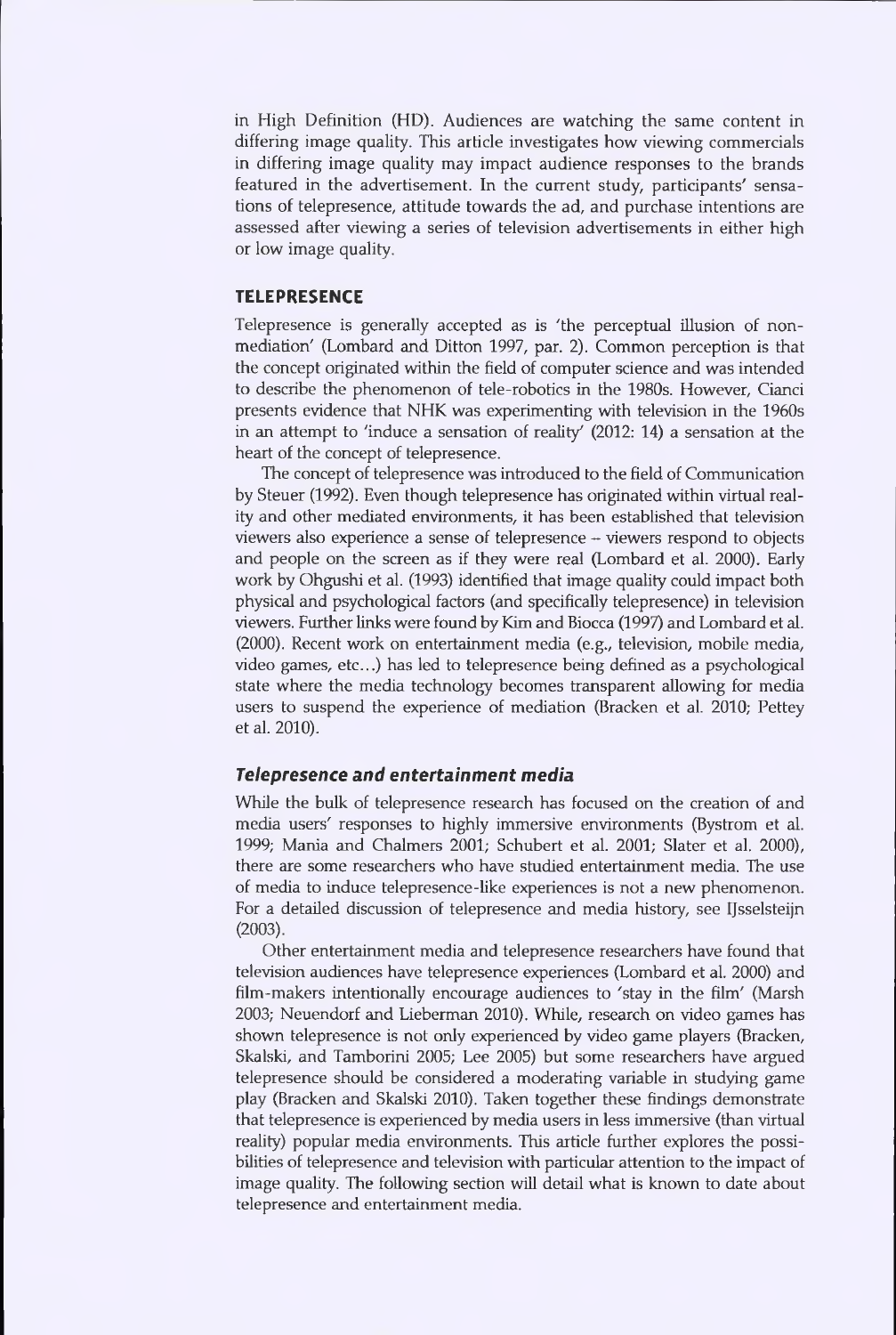in High Definition (HD). Audiences are watching the same content in differing image quality. This article investigates how viewing commercials in differing image quality may impact audience responses to the brands featured in the advertisement. In the current study, participants' sensations of telepresence, attitude towards the ad, and purchase intentions are assessed after viewing a series of television advertisements in either high or low image quality.

## TELEPRESENCE

Telepresence is generally accepted as is 'the perceptual illusion of non-mediation' (Lombard and Ditton 1997, par. 2). Common perception is that the concept originated within the field of computer science and was intended to describe the phenomenon of tele-robotics in the 1980s. However, Cianci presents evidence that NHK was experimenting with television in the 1960s in an attempt to 'induce a sensation of reality' (2012: 14) a sensation at the heart of the concept of telepresence.

The concept of telepresence was introduced to the field of Communication by Steuer (1992). Even though telepresence has originated within virtual reality and other mediated environments, it has been established that television viewers also experience a sense of telepresence – viewers respond to objects and people on the screen as if they were real (Lombard et al. 2000). Early work by Ohgushi et al. (1993) identified that image quality could impact both physical and psychological factors (and specifically telepresence) in television viewers. Further links were found by Kim and Biocca (1997) and Lombard et al. (2000). Recent work on entertainment media (e.g., television, mobile media, video games, etc...) has led to telepresence being defined as a psychological state where the media technology becomes transparent allowing for media users to suspend the experience of mediation (Bracken et al. 2010; Pettey et al. 2010).

### *Telepresence and entertainment media*

While the bulk of telepresence research has focused on the creation of and media users' responses to highly immersive environments (Bystrom et al. 1999; Mania and Chalmers 2001; Schubert et al. 2001; Slater et al. 2000), there are some researchers who have studied entertainment media. The use of media to induce telepresence-like experiences is not a new phenomenon. For a detailed discussion of telepresence and media history, see IJsselsteijn (2003).

Other entertainment media and telepresence researchers have found that television audiences have telepresence experiences (Lombard et al. 2000) and film-makers intentionally encourage audiences to 'stay in the film' (Marsh 2003; Neuendorf and Lieberman 2010). While, research on video games has shown telepresence is not only experienced by video game players (Bracken, Skalski, and Tamborini 2005; Lee 2005) but some researchers have argued telepresence should be considered a moderating variable in studying game play (Bracken and Skalski 2010). Taken together these findings demonstrate that telepresence is experienced by media users in less immersive (than virtual reality) popular media environments. This article further explores the possibilities of telepresence and television with particular attention to the impact of image quality. The following section will detail what is known to date about telepresence and entertainment media.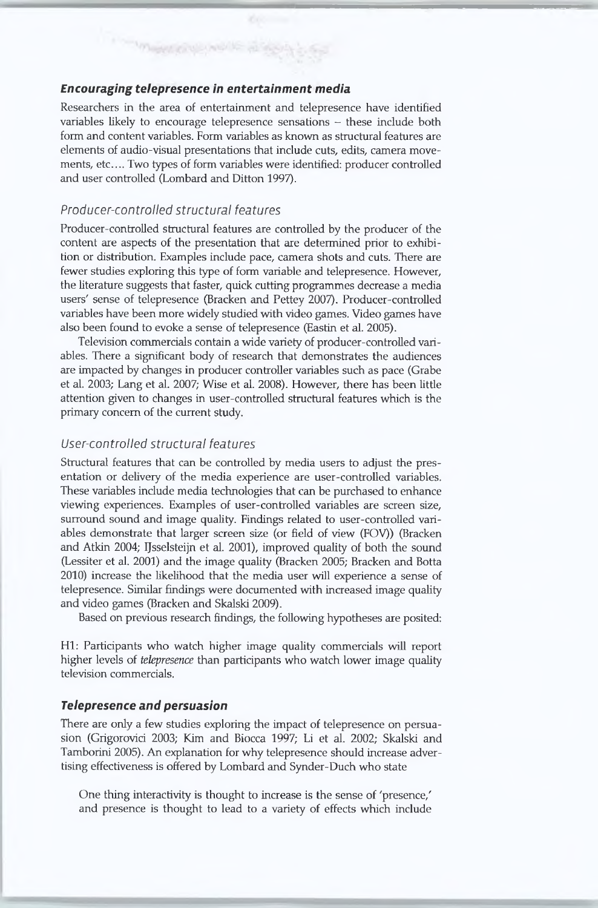### Encouraging telepresence in entertainment media

Researchers in the area of entertainment and telepresence have identified variables likely to encourage telepresence sensations – these include both form and content variables. Form variables as known as structural features are elements of audio-visual presentations that include cuts, edits, camera movements, etc.... Two types of form variables were identified: producer controlled and user controlled (Lombard and Ditton 1997).

#### Producer-controlled structural features

Producer-controlled structural features are controlled by the producer of the content are aspects of the presentation that are determined prior to exhibition or distribution. Examples include pace, camera shots and cuts. There are fewer studies exploring this type of form variable and telepresence. However, the literature suggests that faster, quick cutting programmes decrease a media users' sense of telepresence (Bracken and Pettey 2007). Producer-controlled variables have been more widely studied with video games. Video games have also been found to evoke a sense of telepresence (Eastin et al. 2005).

Television commercials contain a wide variety of producer-controlled variables. There a significant body of research that demonstrates the audiences are impacted by changes in producer controller variables such as pace (Grabe et al. 2003; Lang et al. 2007; Wise et al. 2008). However, there has been little attention given to changes in user-controlled structural features which is the primary concern of the current study.

#### User-controlled structural features

Structural features that can be controlled by media users to adjust the presentation or delivery of the media experience are user-controlled variables. These variables include media technologies that can be purchased to enhance viewing experiences. Examples of user-controlled variables are screen size, surround sound and image quality. Findings related to user-controlled variables demonstrate that larger screen size (or field of view (FOV)) (Bracken and Atkin 2004; IJsselsteijn et al. 2001), improved quality of both the sound (Lessiter et al. 2001) and the image quality (Bracken 2005; Bracken and Botta 2010) increase the likelihood that the media user will experience a sense of telepresence. Similar findings were documented with increased image quality and video games (Bracken and Skalski 2009).

Based on previous research findings, the following hypotheses are posited:

H1: Participants who watch higher image quality commercials will report higher levels of *telepresence* than participants who watch lower image quality television commercials.

### Telepresence and persuasion

There are only a few studies exploring the impact of telepresence on persuasion (Grigorovici 2003; Kim and Biocca 1997; Li et al. 2002; Skalski and Tamborini 2005). An explanation for why telepresence should increase advertising effectiveness is offered by Lombard and Synder-Duch who state

> One thing interactivity is thought to increase is the sense of 'presence,' and presence is thought to lead to a variety of effects which include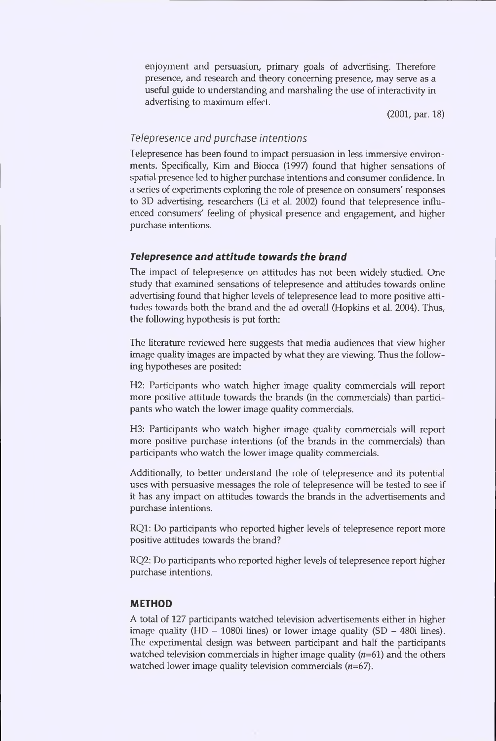enjoyment and persuasion, primary goals of advertising. Therefore presence, and research and theory concerning presence, may serve as a useful guide to understanding and marshaling the use of interactivity in advertising to maximum effect.

(2001, par. 18)

### *Telepresence and purchase intentions*

Telepresence has been found to impact persuasion in less immersive environments. Specifically, Kim and Biocca (1997) found that higher sensations of spatial presence led to higher purchase intentions and consumer confidence. In a series of experiments exploring the role of presence on consumers' responses to 3D advertising, researchers (Li et al. 2002) found that telepresence influenced consumers' feeling of physical presence and engagement, and higher purchase intentions.

### ***Telepresence and attitude towards the brand***

The impact of telepresence on attitudes has not been widely studied. One study that examined sensations of telepresence and attitudes towards online advertising found that higher levels of telepresence lead to more positive attitudes towards both the brand and the ad overall (Hopkins et al. 2004). Thus, the following hypothesis is put forth:

The literature reviewed here suggests that media audiences that view higher image quality images are impacted by what they are viewing. Thus the following hypotheses are posited:

H2: Participants who watch higher image quality commercials will report more positive attitude towards the brands (in the commercials) than participants who watch the lower image quality commercials.

H3: Participants who watch higher image quality commercials will report more positive purchase intentions (of the brands in the commercials) than participants who watch the lower image quality commercials.

Additionally, to better understand the role of telepresence and its potential uses with persuasive messages the role of telepresence will be tested to see if it has any impact on attitudes towards the brands in the advertisements and purchase intentions.

RQ1: Do participants who reported higher levels of telepresence report more positive attitudes towards the brand?

RQ2: Do participants who reported higher levels of telepresence report higher purchase intentions.

## **METHOD**

A total of 127 participants watched television advertisements either in higher image quality (HD – 1080i lines) or lower image quality (SD – 480i lines). The experimental design was between participant and half the participants watched television commercials in higher image quality ($n$=61) and the others watched lower image quality television commercials ($n$=67).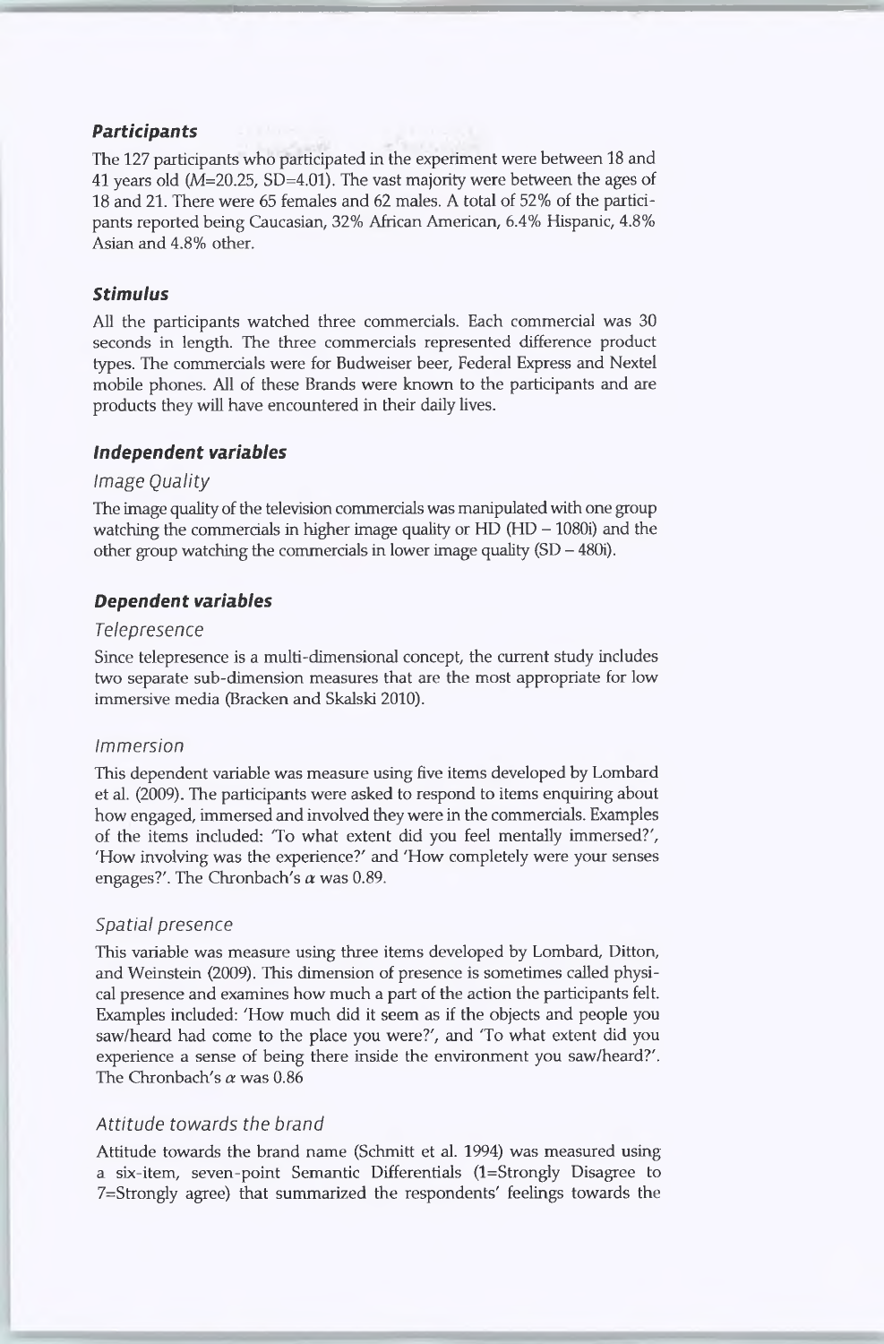### *Participants*

The 127 participants who participated in the experiment were between 18 and 41 years old (*M*=20.25, SD=4.01). The vast majority were between the ages of 18 and 21. There were 65 females and 62 males. A total of 52% of the participants reported being Caucasian, 32% African American, 6.4% Hispanic, 4.8% Asian and 4.8% other.

### *Stimulus*

All the participants watched three commercials. Each commercial was 30 seconds in length. The three commercials represented difference product types. The commercials were for Budweiser beer, Federal Express and Nextel mobile phones. All of these Brands were known to the participants and are products they will have encountered in their daily lives.

### *Independent variables*

#### *Image Quality*

The image quality of the television commercials was manipulated with one group watching the commercials in higher image quality or HD (HD – 1080i) and the other group watching the commercials in lower image quality (SD – 480i).

### *Dependent variables*

#### *Telepresence*

Since telepresence is a multi-dimensional concept, the current study includes two separate sub-dimension measures that are the most appropriate for low immersive media (Bracken and Skalski 2010).

#### *Immersion*

This dependent variable was measure using five items developed by Lombard et al. (2009). The participants were asked to respond to items enquiring about how engaged, immersed and involved they were in the commercials. Examples of the items included: 'To what extent did you feel mentally immersed?', 'How involving was the experience?' and 'How completely were your senses engages?'. The Chronbach's $\alpha$ was 0.89.

#### *Spatial presence*

This variable was measure using three items developed by Lombard, Ditton, and Weinstein (2009). This dimension of presence is sometimes called physical presence and examines how much a part of the action the participants felt. Examples included: 'How much did it seem as if the objects and people you saw/heard had come to the place you were?', and 'To what extent did you experience a sense of being there inside the environment you saw/heard?'. The Chronbach's $\alpha$ was 0.86

#### *Attitude towards the brand*

Attitude towards the brand name (Schmitt et al. 1994) was measured using a six-item, seven-point Semantic Differentials (1=Strongly Disagree to 7=Strongly agree) that summarized the respondents' feelings towards the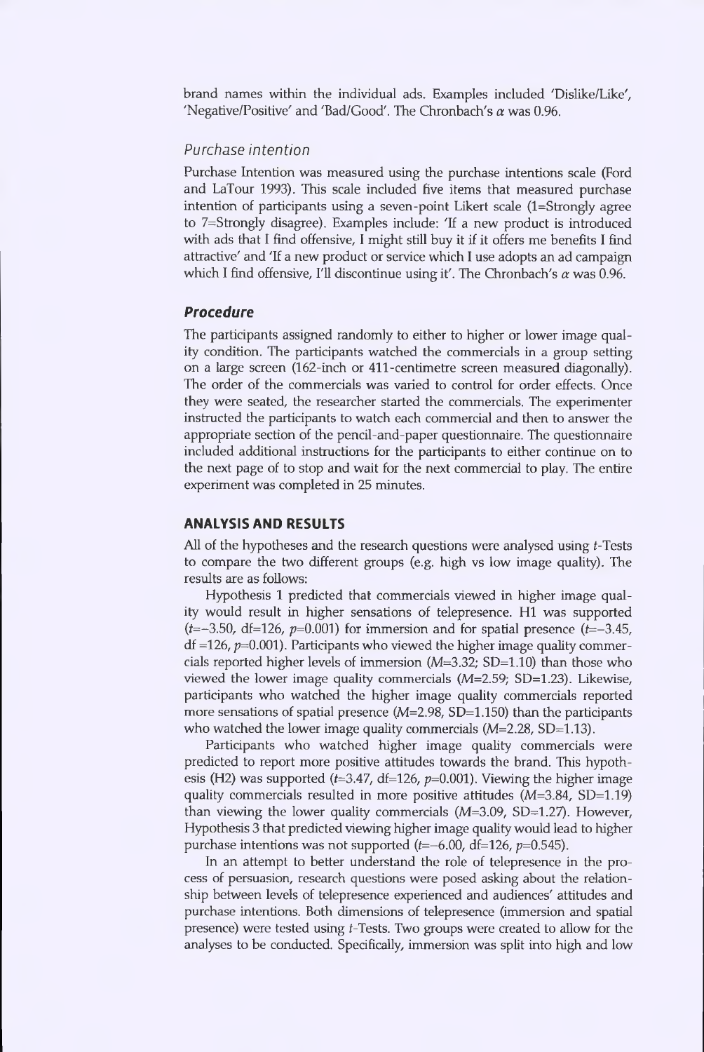brand names within the individual ads. Examples included 'Dislike/Like', 'Negative/Positive' and 'Bad/Good'. The Chronbach's $\alpha$ was 0.96.

### *Purchase intention*

Purchase Intention was measured using the purchase intentions scale (Ford and LaTour 1993). This scale included five items that measured purchase intention of participants using a seven-point Likert scale (1=Strongly agree to 7=Strongly disagree). Examples include: 'If a new product is introduced with ads that I find offensive, I might still buy it if it offers me benefits I find attractive' and 'If a new product or service which I use adopts an ad campaign which I find offensive, I'll discontinue using it'. The Chronbach's $\alpha$ was 0.96.

## *Procedure*

The participants assigned randomly to either to higher or lower image quality condition. The participants watched the commercials in a group setting on a large screen (162-inch or 411-centimetre screen measured diagonally). The order of the commercials was varied to control for order effects. Once they were seated, the researcher started the commercials. The experimenter instructed the participants to watch each commercial and then to answer the appropriate section of the pencil-and-paper questionnaire. The questionnaire included additional instructions for the participants to either continue on to the next page of to stop and wait for the next commercial to play. The entire experiment was completed in 25 minutes.

## ANALYSIS AND RESULTS

All of the hypotheses and the research questions were analysed using $t$-Tests to compare the two different groups (e.g. high vs low image quality). The results are as follows:

Hypothesis 1 predicted that commercials viewed in higher image quality would result in higher sensations of telepresence. H1 was supported ($t$=−3.50, df=126, $p$=0.001) for immersion and for spatial presence ($t$=−3.45, df =126, $p$=0.001). Participants who viewed the higher image quality commercials reported higher levels of immersion ($M$=3.32; SD=1.10) than those who viewed the lower image quality commercials ($M$=2.59; SD=1.23). Likewise, participants who watched the higher image quality commercials reported more sensations of spatial presence ($M$=2.98, SD=1.150) than the participants who watched the lower image quality commercials ($M$=2.28, SD=1.13).

Participants who watched higher image quality commercials were predicted to report more positive attitudes towards the brand. This hypothesis (H2) was supported ($t$=3.47, df=126, $p$=0.001). Viewing the higher image quality commercials resulted in more positive attitudes ($M$=3.84, SD=1.19) than viewing the lower quality commercials ($M$=3.09, SD=1.27). However, Hypothesis 3 that predicted viewing higher image quality would lead to higher purchase intentions was not supported ($t$=−6.00, df=126, $p$=0.545).

In an attempt to better understand the role of telepresence in the process of persuasion, research questions were posed asking about the relationship between levels of telepresence experienced and audiences' attitudes and purchase intentions. Both dimensions of telepresence (immersion and spatial presence) were tested using $t$-Tests. Two groups were created to allow for the analyses to be conducted. Specifically, immersion was split into high and low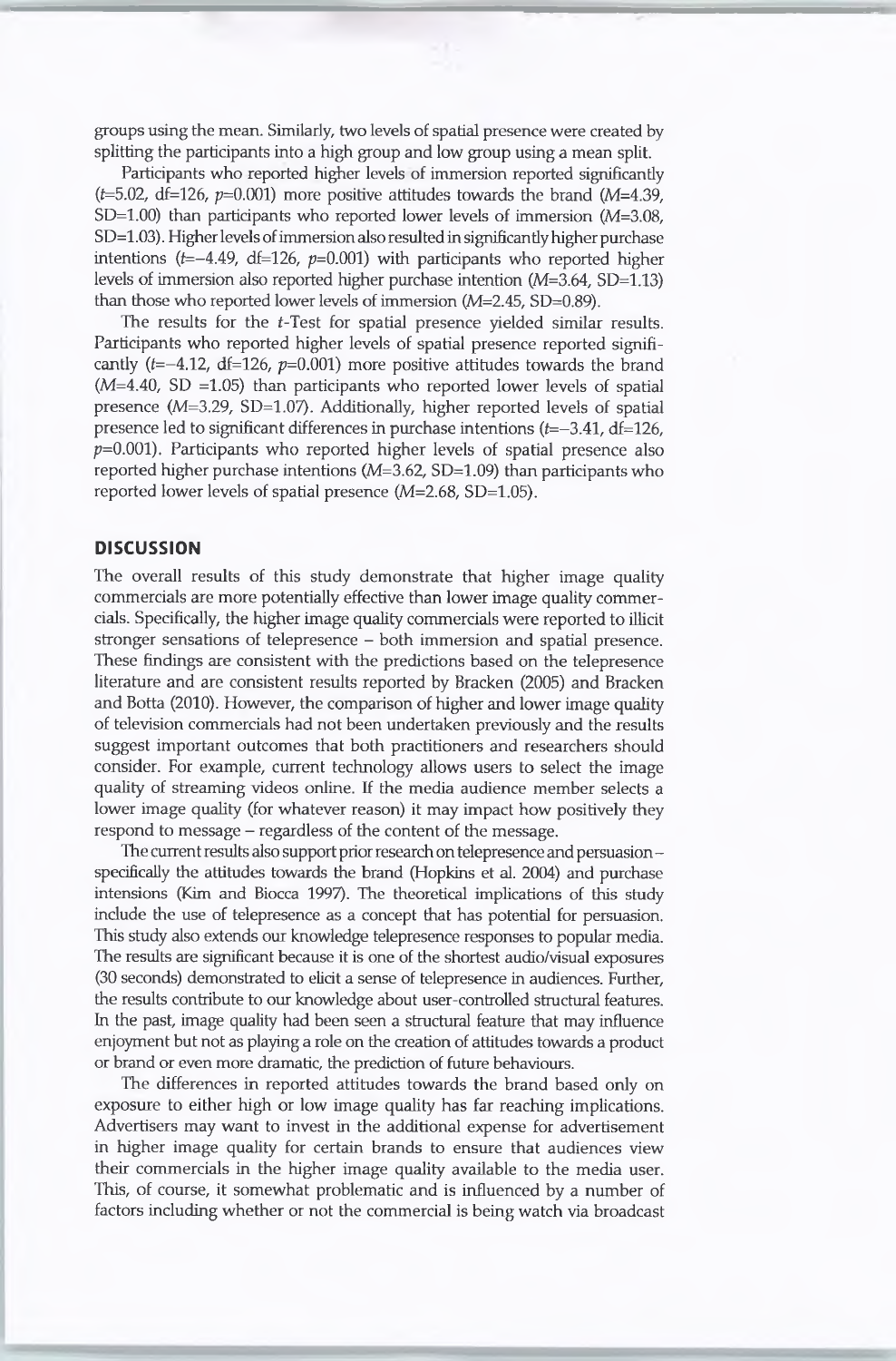groups using the mean. Similarly, two levels of spatial presence were created by splitting the participants into a high group and low group using a mean split.

Participants who reported higher levels of immersion reported significantly ($t$=5.02, df=126, $p$=0.001) more positive attitudes towards the brand ($M$=4.39, SD=1.00) than participants who reported lower levels of immersion ($M$=3.08, SD=1.03). Higher levels of immersion also resulted in significantly higher purchase intentions ($t$=−4.49, df=126, $p$=0.001) with participants who reported higher levels of immersion also reported higher purchase intention ($M$=3.64, SD=1.13) than those who reported lower levels of immersion ($M$=2.45, SD=0.89).

The results for the $t$-Test for spatial presence yielded similar results. Participants who reported higher levels of spatial presence reported significantly ($t$=−4.12, df=126, $p$=0.001) more positive attitudes towards the brand ($M$=4.40, SD =1.05) than participants who reported lower levels of spatial presence ($M$=3.29, SD=1.07). Additionally, higher reported levels of spatial presence led to significant differences in purchase intentions ($t$=−3.41, df=126, $p$=0.001). Participants who reported higher levels of spatial presence also reported higher purchase intentions ($M$=3.62, SD=1.09) than participants who reported lower levels of spatial presence ($M$=2.68, SD=1.05).

## DISCUSSION

The overall results of this study demonstrate that higher image quality commercials are more potentially effective than lower image quality commercials. Specifically, the higher image quality commercials were reported to illicit stronger sensations of telepresence – both immersion and spatial presence. These findings are consistent with the predictions based on the telepresence literature and are consistent results reported by Bracken (2005) and Bracken and Botta (2010). However, the comparison of higher and lower image quality of television commercials had not been undertaken previously and the results suggest important outcomes that both practitioners and researchers should consider. For example, current technology allows users to select the image quality of streaming videos online. If the media audience member selects a lower image quality (for whatever reason) it may impact how positively they respond to message – regardless of the content of the message.

The current results also support prior research on telepresence and persuasion – specifically the attitudes towards the brand (Hopkins et al. 2004) and purchase intensions (Kim and Biocca 1997). The theoretical implications of this study include the use of telepresence as a concept that has potential for persuasion. This study also extends our knowledge telepresence responses to popular media. The results are significant because it is one of the shortest audio/visual exposures (30 seconds) demonstrated to elicit a sense of telepresence in audiences. Further, the results contribute to our knowledge about user-controlled structural features. In the past, image quality had been seen a structural feature that may influence enjoyment but not as playing a role on the creation of attitudes towards a product or brand or even more dramatic, the prediction of future behaviours.

The differences in reported attitudes towards the brand based only on exposure to either high or low image quality has far reaching implications. Advertisers may want to invest in the additional expense for advertisement in higher image quality for certain brands to ensure that audiences view their commercials in the higher image quality available to the media user. This, of course, it somewhat problematic and is influenced by a number of factors including whether or not the commercial is being watch via broadcast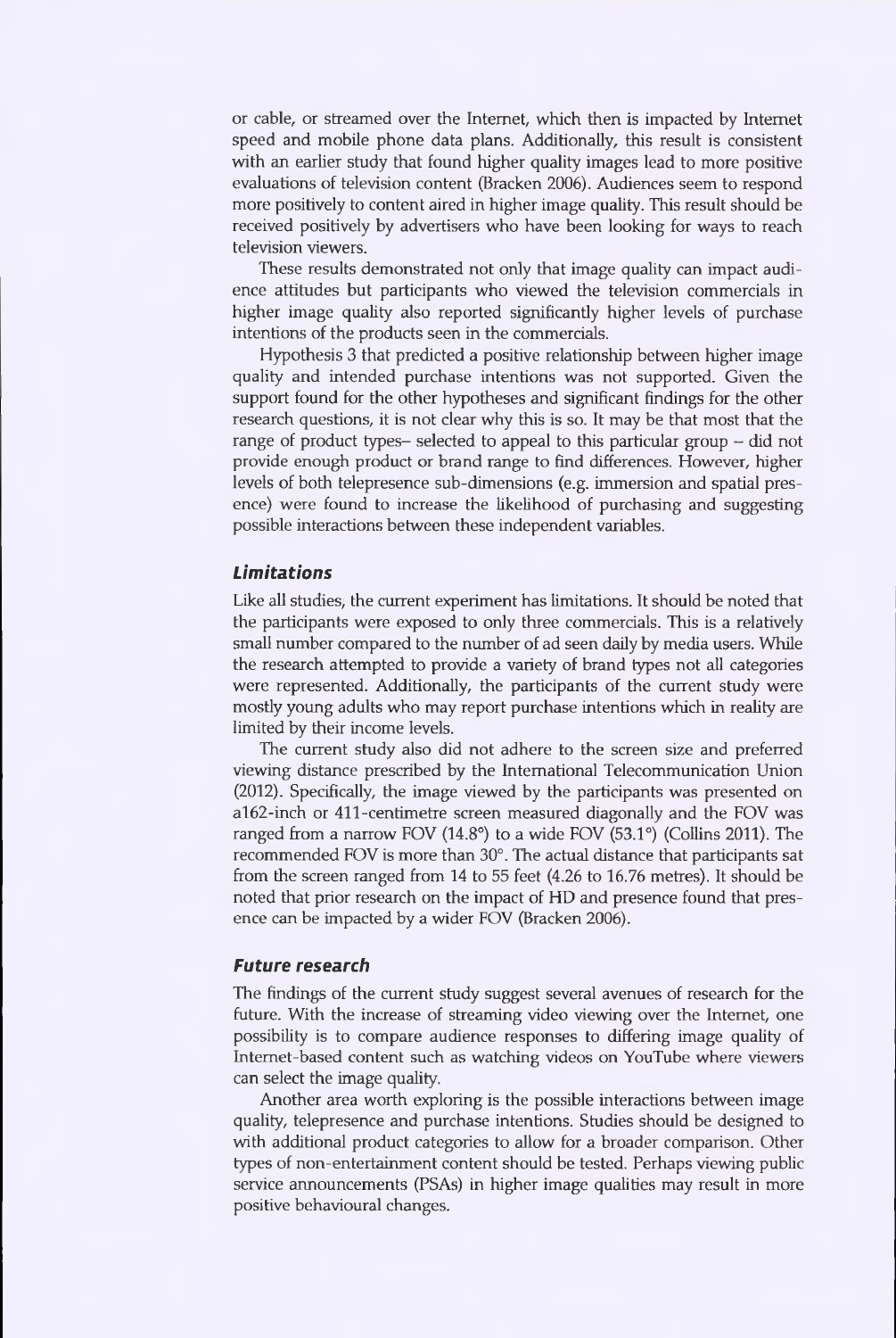or cable, or streamed over the Internet, which then is impacted by Internet speed and mobile phone data plans. Additionally, this result is consistent with an earlier study that found higher quality images lead to more positive evaluations of television content (Bracken 2006). Audiences seem to respond more positively to content aired in higher image quality. This result should be received positively by advertisers who have been looking for ways to reach television viewers.

These results demonstrated not only that image quality can impact audience attitudes but participants who viewed the television commercials in higher image quality also reported significantly higher levels of purchase intentions of the products seen in the commercials.

Hypothesis 3 that predicted a positive relationship between higher image quality and intended purchase intentions was not supported. Given the support found for the other hypotheses and significant findings for the other research questions, it is not clear why this is so. It may be that most that the range of product types– selected to appeal to this particular group – did not provide enough product or brand range to find differences. However, higher levels of both telepresence sub-dimensions (e.g. immersion and spatial presence) were found to increase the likelihood of purchasing and suggesting possible interactions between these independent variables.

### *Limitations*

Like all studies, the current experiment has limitations. It should be noted that the participants were exposed to only three commercials. This is a relatively small number compared to the number of ad seen daily by media users. While the research attempted to provide a variety of brand types not all categories were represented. Additionally, the participants of the current study were mostly young adults who may report purchase intentions which in reality are limited by their income levels.

The current study also did not adhere to the screen size and preferred viewing distance prescribed by the International Telecommunication Union (2012). Specifically, the image viewed by the participants was presented on a162-inch or 411-centimetre screen measured diagonally and the FOV was ranged from a narrow FOV (14.8°) to a wide FOV (53.1°) (Collins 2011). The recommended FOV is more than 30°. The actual distance that participants sat from the screen ranged from 14 to 55 feet (4.26 to 16.76 metres). It should be noted that prior research on the impact of HD and presence found that presence can be impacted by a wider FOV (Bracken 2006).

### *Future research*

The findings of the current study suggest several avenues of research for the future. With the increase of streaming video viewing over the Internet, one possibility is to compare audience responses to differing image quality of Internet-based content such as watching videos on YouTube where viewers can select the image quality.

Another area worth exploring is the possible interactions between image quality, telepresence and purchase intentions. Studies should be designed to with additional product categories to allow for a broader comparison. Other types of non-entertainment content should be tested. Perhaps viewing public service announcements (PSAs) in higher image qualities may result in more positive behavioural changes.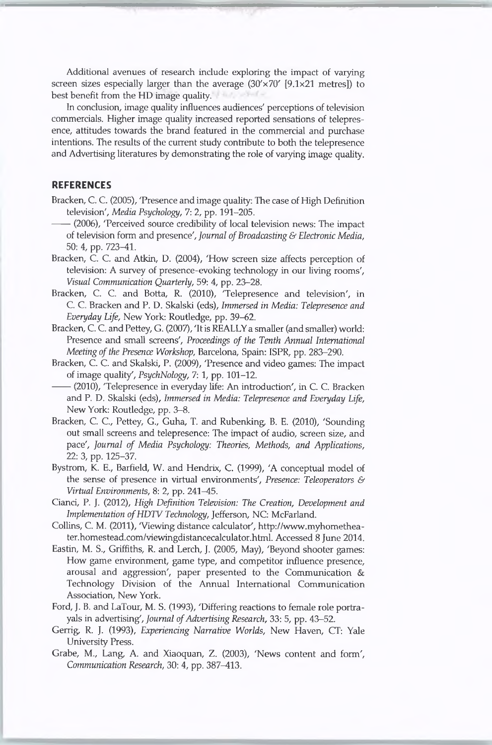Additional avenues of research include exploring the impact of varying screen sizes especially larger than the average (30′×70′ [9.1×21 metres]) to best benefit from the HD image quality.

In conclusion, image quality influences audiences' perceptions of television commercials. Higher image quality increased reported sensations of telepresence, attitudes towards the brand featured in the commercial and purchase intentions. The results of the current study contribute to both the telepresence and Advertising literatures by demonstrating the role of varying image quality.

## REFERENCES

Bracken, C. C. (2005), 'Presence and image quality: The case of High Definition television', *Media Psychology*, 7: 2, pp. 191–205.

—— (2006), 'Perceived source credibility of local television news: The impact of television form and presence', *Journal of Broadcasting & Electronic Media*, 50: 4, pp. 723–41.

Bracken, C. C. and Atkin, D. (2004), 'How screen size affects perception of television: A survey of presence-evoking technology in our living rooms', *Visual Communication Quarterly*, 59: 4, pp. 23–28.

Bracken, C. C. and Botta, R. (2010), 'Telepresence and television', in C. C. Bracken and P. D. Skalski (eds), *Immersed in Media: Telepresence and Everyday Life*, New York: Routledge, pp. 39–62.

Bracken, C. C. and Pettey, G. (2007), 'It is REALLY a smaller (and smaller) world: Presence and small screens', *Proceedings of the Tenth Annual International Meeting of the Presence Workshop*, Barcelona, Spain: ISPR, pp. 283–290.

Bracken, C. C. and Skalski, P. (2009), 'Presence and video games: The impact of image quality', *PsychNology*, 7: 1, pp. 101–12.

—— (2010), 'Telepresence in everyday life: An introduction', in C. C. Bracken and P. D. Skalski (eds), *Immersed in Media: Telepresence and Everyday Life*, New York: Routledge, pp. 3–8.

Bracken, C. C., Pettey, G., Guha, T. and Rubenking, B. E. (2010), 'Sounding out small screens and telepresence: The impact of audio, screen size, and pace', *Journal of Media Psychology: Theories, Methods, and Applications*, 22: 3, pp. 125–37.

Bystrom, K. E., Barfield, W. and Hendrix, C. (1999), 'A conceptual model of the sense of presence in virtual environments', *Presence: Teleoperators & Virtual Environments*, 8: 2, pp. 241–45.

Cianci, P. J. (2012), *High Definition Television: The Creation, Development and Implementation of HDTV Technology*, Jefferson, NC: McFarland.

Collins, C. M. (2011), 'Viewing distance calculator', http://www.myhometheater.homestead.com/viewingdistancecalculator.html. Accessed 8 June 2014.

Eastin, M. S., Griffiths, R. and Lerch, J. (2005, May), 'Beyond shooter games: How game environment, game type, and competitor influence presence, arousal and aggression', paper presented to the Communication & Technology Division of the Annual International Communication Association, New York.

Ford, J. B. and LaTour, M. S. (1993), 'Differing reactions to female role portrayals in advertising', *Journal of Advertising Research*, 33: 5, pp. 43–52.

Gerrig, R. J. (1993), *Experiencing Narrative Worlds*, New Haven, CT: Yale University Press.

Grabe, M., Lang, A. and Xiaoquan, Z. (2003), 'News content and form', *Communication Research*, 30: 4, pp. 387–413.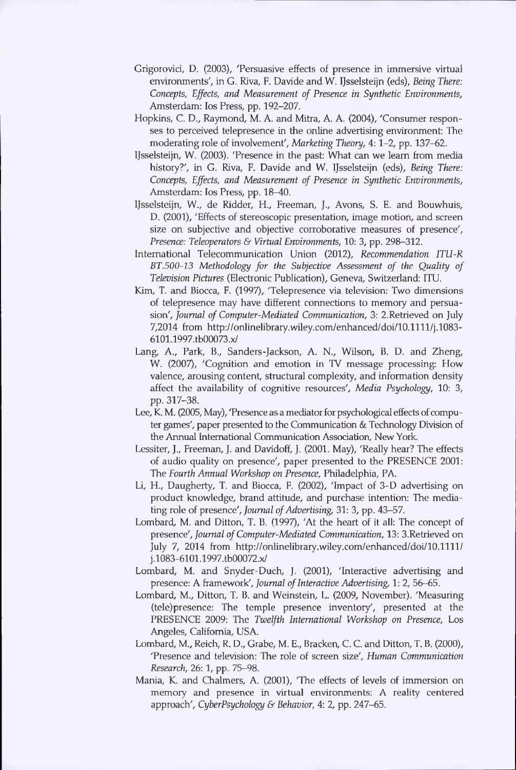Grigorovici, D. (2003), 'Persuasive effects of presence in immersive virtual environments', in G. Riva, F. Davide and W. IJsselsteijn (eds), *Being There: Concepts, Effects, and Measurement of Presence in Synthetic Environments*, Amsterdam: Ios Press, pp. 192–207.

Hopkins, C. D., Raymond, M. A. and Mitra, A. A. (2004), 'Consumer responses to perceived telepresence in the online advertising environment: The moderating role of involvement', *Marketing Theory*, 4: 1–2, pp. 137–62.

IJsselsteijn, W. (2003). 'Presence in the past: What can we learn from media history?', in G. Riva, F. Davide and W. IJsselsteijn (eds), *Being There: Concepts, Effects, and Measurement of Presence in Synthetic Environments*, Amsterdam: Ios Press, pp. 18–40.

IJsselsteijn, W., de Ridder, H., Freeman, J., Avons, S. E. and Bouwhuis, D. (2001), 'Effects of stereoscopic presentation, image motion, and screen size on subjective and objective corroborative measures of presence', *Presence: Teleoperators & Virtual Environments*, 10: 3, pp. 298–312.

International Telecommunication Union (2012), *Recommendation ITU-R BT.500-13 Methodology for the Subjective Assessment of the Quality of Television Pictures* (Electronic Publication), Geneva, Switzerland: ITU.

Kim, T. and Biocca, F. (1997), 'Telepresence via television: Two dimensions of telepresence may have different connections to memory and persuasion', *Journal of Computer-Mediated Communication*, 3: 2.Retrieved on July 7,2014 from http://onlinelibrary.wiley.com/enhanced/doi/10.1111/j.1083-6101.1997.tb00073.x/

Lang, A., Park, B., Sanders-Jackson, A. N., Wilson, B. D. and Zheng, W. (2007), 'Cognition and emotion in TV message processing: How valence, arousing content, structural complexity, and information density affect the availability of cognitive resources', *Media Psychology*, 10: 3, pp. 317–38.

Lee, K. M. (2005, May), 'Presence as a mediator for psychological effects of computer games', paper presented to the Communication & Technology Division of the Annual International Communication Association, New York.

Lessiter, J., Freeman, J. and Davidoff, J. (2001. May), 'Really hear? The effects of audio quality on presence', paper presented to the PRESENCE 2001: The *Fourth Annual Workshop on Presence*, Philadelphia, PA.

Li, H., Daugherty, T. and Biocca, F. (2002), 'Impact of 3-D advertising on product knowledge, brand attitude, and purchase intention: The mediating role of presence', *Journal of Advertising*, 31: 3, pp. 43–57.

Lombard, M. and Ditton, T. B. (1997), 'At the heart of it all: The concept of presence', *Journal of Computer-Mediated Communication*, 13: 3.Retrieved on July 7, 2014 from http://onlinelibrary.wiley.com/enhanced/doi/10.1111/j.1083-6101.1997.tb00072.x/

Lombard, M. and Snyder-Duch, J. (2001), 'Interactive advertising and presence: A framework', *Journal of Interactive Advertising*, 1: 2, 56–65.

Lombard, M., Ditton, T. B. and Weinstein, L. (2009, November). 'Measuring (tele)presence: The temple presence inventory', presented at the PRESENCE 2009: The *Twelfth International Workshop on Presence*, Los Angeles, California, USA.

Lombard, M., Reich, R. D., Grabe, M. E., Bracken, C. C. and Ditton, T. B. (2000), 'Presence and television: The role of screen size', *Human Communication Research*, 26: 1, pp. 75–98.

Mania, K. and Chalmers, A. (2001), 'The effects of levels of immersion on memory and presence in virtual environments: A reality centered approach', *CyberPsychology & Behavior*, 4: 2, pp. 247–65.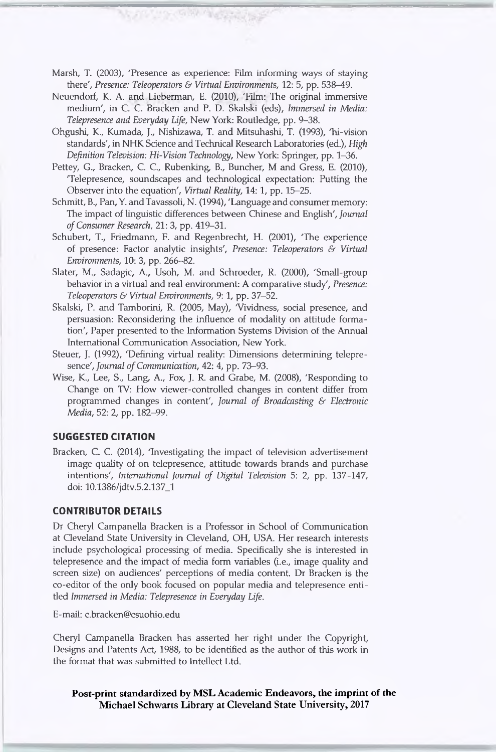Marsh, T. (2003), 'Presence as experience: Film informing ways of staying there', *Presence: Teleoperators & Virtual Environments*, 12: 5, pp. 538–49.

Neuendorf, K. A. and Lieberman, E. (2010), 'Film: The original immersive medium', in C. C. Bracken and P. D. Skalski (eds), *Immersed in Media: Telepresence and Everyday Life*, New York: Routledge, pp. 9–38.

Ohgushi, K., Kumada, J., Nishizawa, T. and Mitsuhashi, T. (1993), 'hi-vision standards', in NHK Science and Technical Research Laboratories (ed.), *High Definition Television: Hi-Vision Technology*, New York: Springer, pp. 1–36.

Pettey, G., Bracken, C. C., Rubenking, B., Buncher, M and Gress, E. (2010), 'Telepresence, soundscapes and technological expectation: Putting the Observer into the equation', *Virtual Reality*, 14: 1, pp. 15–25.

Schmitt, B., Pan, Y. and Tavassoli, N. (1994), 'Language and consumer memory: The impact of linguistic differences between Chinese and English', *Journal of Consumer Research*, 21: 3, pp. 419–31.

Schubert, T., Friedmann, F. and Regenbrecht, H. (2001), 'The experience of presence: Factor analytic insights', *Presence: Teleoperators & Virtual Environments*, 10: 3, pp. 266–82.

Slater, M., Sadagic, A., Usoh, M. and Schroeder, R. (2000), 'Small-group behavior in a virtual and real environment: A comparative study', *Presence: Teleoperators & Virtual Environments*, 9: 1, pp. 37–52.

Skalski, P. and Tamborini, R. (2005, May), 'Vividness, social presence, and persuasion: Reconsidering the influence of modality on attitude formation', Paper presented to the Information Systems Division of the Annual International Communication Association, New York.

Steuer, J. (1992), 'Defining virtual reality: Dimensions determining telepresence', *Journal of Communication*, 42: 4, pp. 73–93.

Wise, K., Lee, S., Lang, A., Fox, J. R. and Grabe, M. (2008), 'Responding to Change on TV: How viewer-controlled changes in content differ from programmed changes in content', *Journal of Broadcasting & Electronic Media*, 52: 2, pp. 182–99.

## SUGGESTED CITATION

Bracken, C. C. (2014), 'Investigating the impact of television advertisement image quality of on telepresence, attitude towards brands and purchase intentions', *International Journal of Digital Television* 5: 2, pp. 137–147, doi: 10.1386/jdtv.5.2.137_1

## CONTRIBUTOR DETAILS

Dr Cheryl Campanella Bracken is a Professor in School of Communication at Cleveland State University in Cleveland, OH, USA. Her research interests include psychological processing of media. Specifically she is interested in telepresence and the impact of media form variables (i.e., image quality and screen size) on audiences' perceptions of media content. Dr Bracken is the co-editor of the only book focused on popular media and telepresence entitled *Immersed in Media: Telepresence in Everyday Life*.

E-mail: c.bracken@csuohio.edu

Cheryl Campanella Bracken has asserted her right under the Copyright, Designs and Patents Act, 1988, to be identified as the author of this work in the format that was submitted to Intellect Ltd.

**Post-print standardized by MSL Academic Endeavors, the imprint of the Michael Schwarts Library at Cleveland State University, 2017**